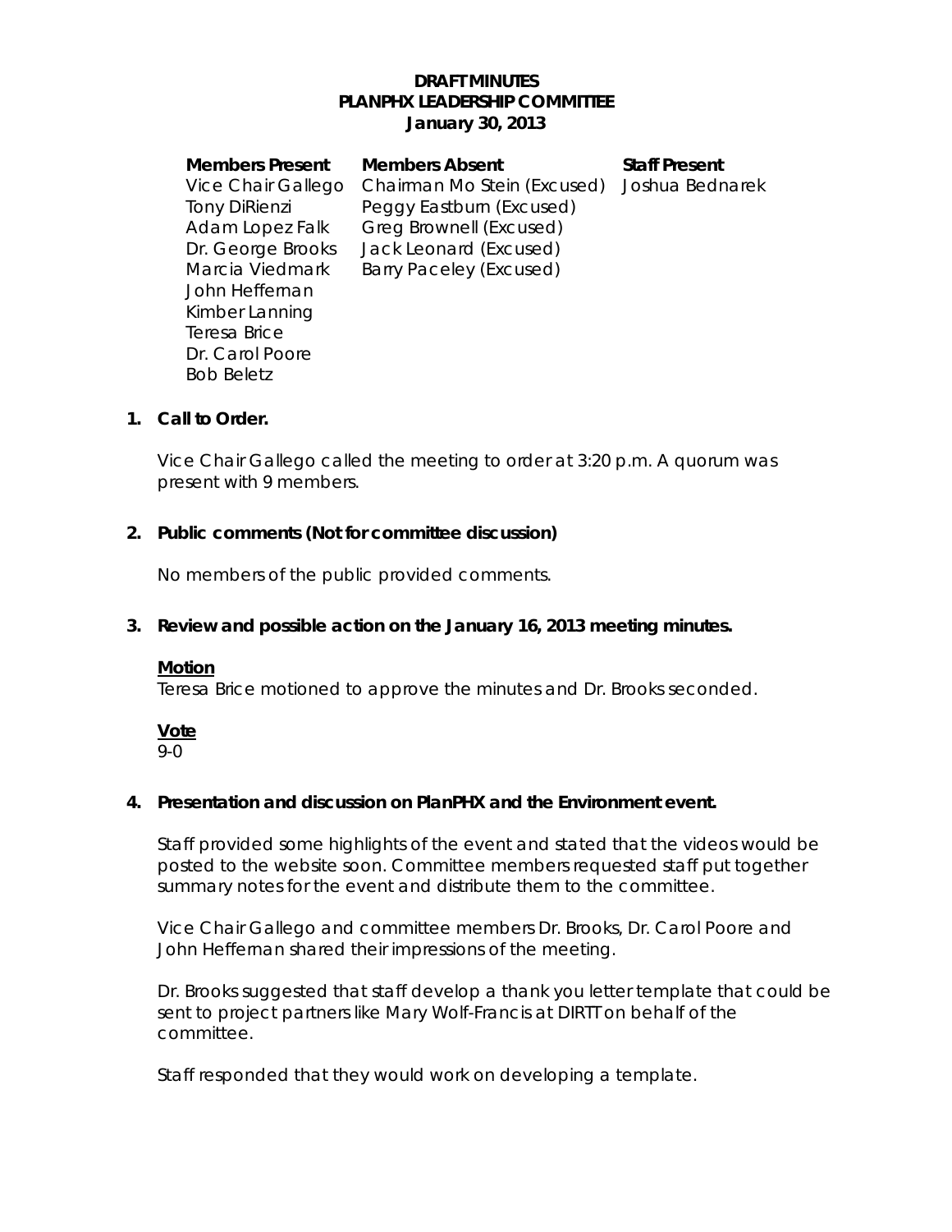**DRAFT MINUTES**
**PLANPHX LEADERSHIP COMMITTEE**
**January 30, 2013**

| **Members Present** | **Members Absent** | **Staff Present** |
| --- | --- | --- |
| Vice Chair Gallego | Chairman Mo Stein (Excused) | Joshua Bednarek |
| Tony DiRienzi | Peggy Eastburn (Excused) | |
| Adam Lopez Falk | Greg Brownell (Excused) | |
| Dr. George Brooks | Jack Leonard (Excused) | |
| Marcia Viedmark | Barry Paceley (Excused) | |
| John Heffernan | | |
| Kimber Lanning | | |
| Teresa Brice | | |
| Dr. Carol Poore | | |
| Bob Beletz | | |

**1. Call to Order.**

Vice Chair Gallego called the meeting to order at 3:20 p.m. A quorum was present with 9 members.

**2. Public comments (Not for committee discussion)**

No members of the public provided comments.

**3. Review and possible action on the January 16, 2013 meeting minutes.**

**Motion**
Teresa Brice motioned to approve the minutes and Dr. Brooks seconded.

**Vote**
9-0

**4. Presentation and discussion on PlanPHX and the Environment event.**

Staff provided some highlights of the event and stated that the videos would be posted to the website soon. Committee members requested staff put together summary notes for the event and distribute them to the committee.

Vice Chair Gallego and committee members Dr. Brooks, Dr. Carol Poore and John Heffernan shared their impressions of the meeting.

Dr. Brooks suggested that staff develop a thank you letter template that could be sent to project partners like Mary Wolf-Francis at DIRTT on behalf of the committee.

Staff responded that they would work on developing a template.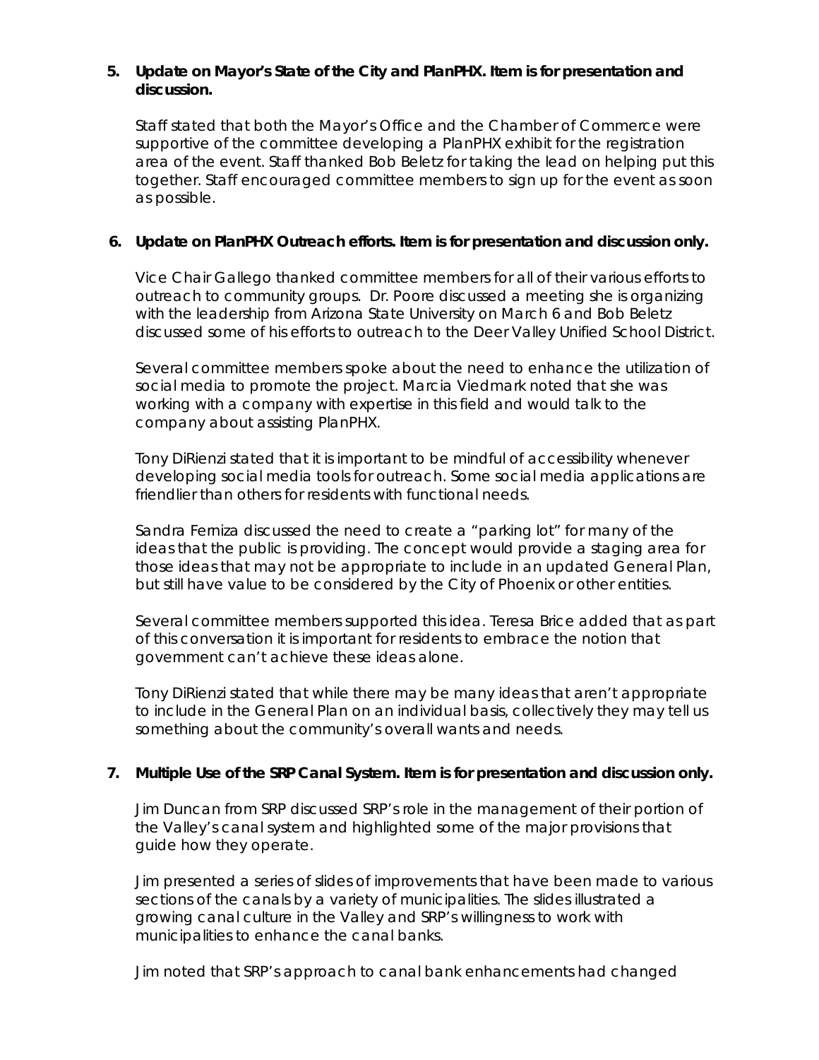5. **Update on Mayor's State of the City and PlanPHX. Item is for presentation and discussion.**

   Staff stated that both the Mayor's Office and the Chamber of Commerce were supportive of the committee developing a PlanPHX exhibit for the registration area of the event. Staff thanked Bob Beletz for taking the lead on helping put this together. Staff encouraged committee members to sign up for the event as soon as possible.

6. **Update on PlanPHX Outreach efforts. Item is for presentation and discussion only.**

   Vice Chair Gallego thanked committee members for all of their various efforts to outreach to community groups. Dr. Poore discussed a meeting she is organizing with the leadership from Arizona State University on March 6 and Bob Beletz discussed some of his efforts to outreach to the Deer Valley Unified School District.

   Several committee members spoke about the need to enhance the utilization of social media to promote the project. Marcia Viedmark noted that she was working with a company with expertise in this field and would talk to the company about assisting PlanPHX.

   Tony DiRienzi stated that it is important to be mindful of accessibility whenever developing social media tools for outreach. Some social media applications are friendlier than others for residents with functional needs.

   Sandra Ferniza discussed the need to create a "parking lot" for many of the ideas that the public is providing. The concept would provide a staging area for those ideas that may not be appropriate to include in an updated General Plan, but still have value to be considered by the City of Phoenix or other entities.

   Several committee members supported this idea. Teresa Brice added that as part of this conversation it is important for residents to embrace the notion that government can't achieve these ideas alone.

   Tony DiRienzi stated that while there may be many ideas that aren't appropriate to include in the General Plan on an individual basis, collectively they may tell us something about the community's overall wants and needs.

7. **Multiple Use of the SRP Canal System. Item is for presentation and discussion only.**

   Jim Duncan from SRP discussed SRP's role in the management of their portion of the Valley's canal system and highlighted some of the major provisions that guide how they operate.

   Jim presented a series of slides of improvements that have been made to various sections of the canals by a variety of municipalities. The slides illustrated a growing canal culture in the Valley and SRP's willingness to work with municipalities to enhance the canal banks.

   Jim noted that SRP's approach to canal bank enhancements had changed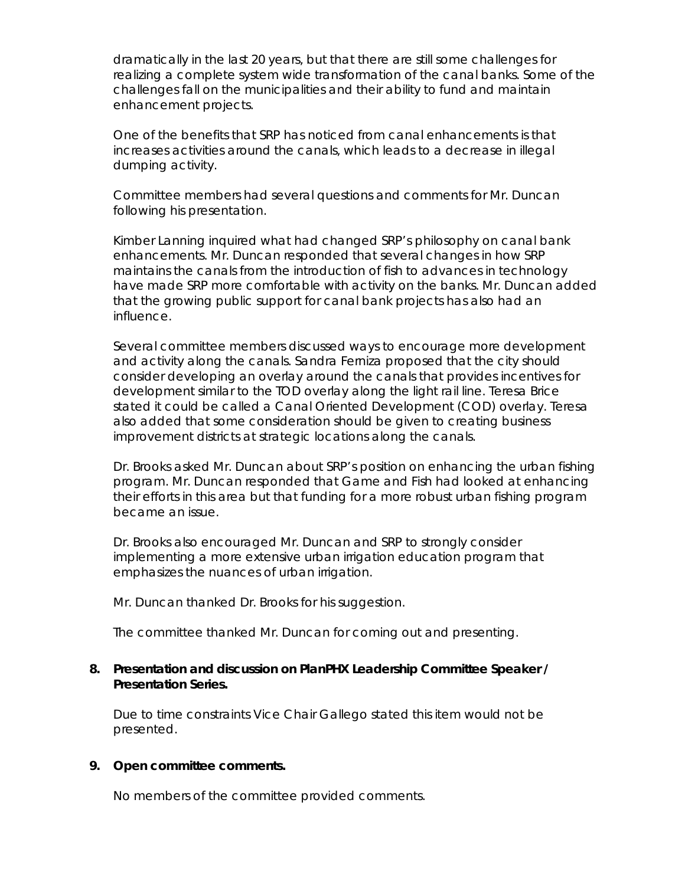dramatically in the last 20 years, but that there are still some challenges for realizing a complete system wide transformation of the canal banks. Some of the challenges fall on the municipalities and their ability to fund and maintain enhancement projects.

One of the benefits that SRP has noticed from canal enhancements is that increases activities around the canals, which leads to a decrease in illegal dumping activity.

Committee members had several questions and comments for Mr. Duncan following his presentation.

Kimber Lanning inquired what had changed SRP's philosophy on canal bank enhancements. Mr. Duncan responded that several changes in how SRP maintains the canals from the introduction of fish to advances in technology have made SRP more comfortable with activity on the banks. Mr. Duncan added that the growing public support for canal bank projects has also had an influence.

Several committee members discussed ways to encourage more development and activity along the canals. Sandra Ferniza proposed that the city should consider developing an overlay around the canals that provides incentives for development similar to the TOD overlay along the light rail line. Teresa Brice stated it could be called a Canal Oriented Development (COD) overlay. Teresa also added that some consideration should be given to creating business improvement districts at strategic locations along the canals.

Dr. Brooks asked Mr. Duncan about SRP's position on enhancing the urban fishing program. Mr. Duncan responded that Game and Fish had looked at enhancing their efforts in this area but that funding for a more robust urban fishing program became an issue.

Dr. Brooks also encouraged Mr. Duncan and SRP to strongly consider implementing a more extensive urban irrigation education program that emphasizes the nuances of urban irrigation.

Mr. Duncan thanked Dr. Brooks for his suggestion.

The committee thanked Mr. Duncan for coming out and presenting.

**8. Presentation and discussion on PlanPHX Leadership Committee Speaker / Presentation Series.**

Due to time constraints Vice Chair Gallego stated this item would not be presented.

**9. Open committee comments.**

No members of the committee provided comments.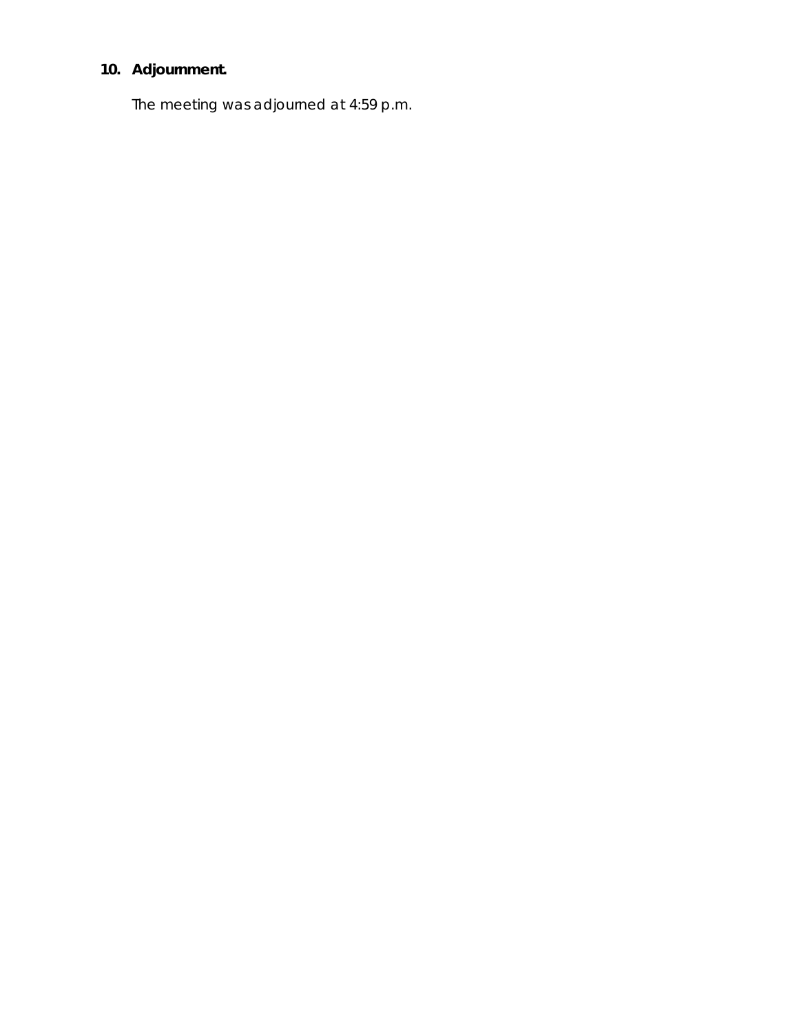**10. Adjournment.**

The meeting was adjourned at 4:59 p.m.